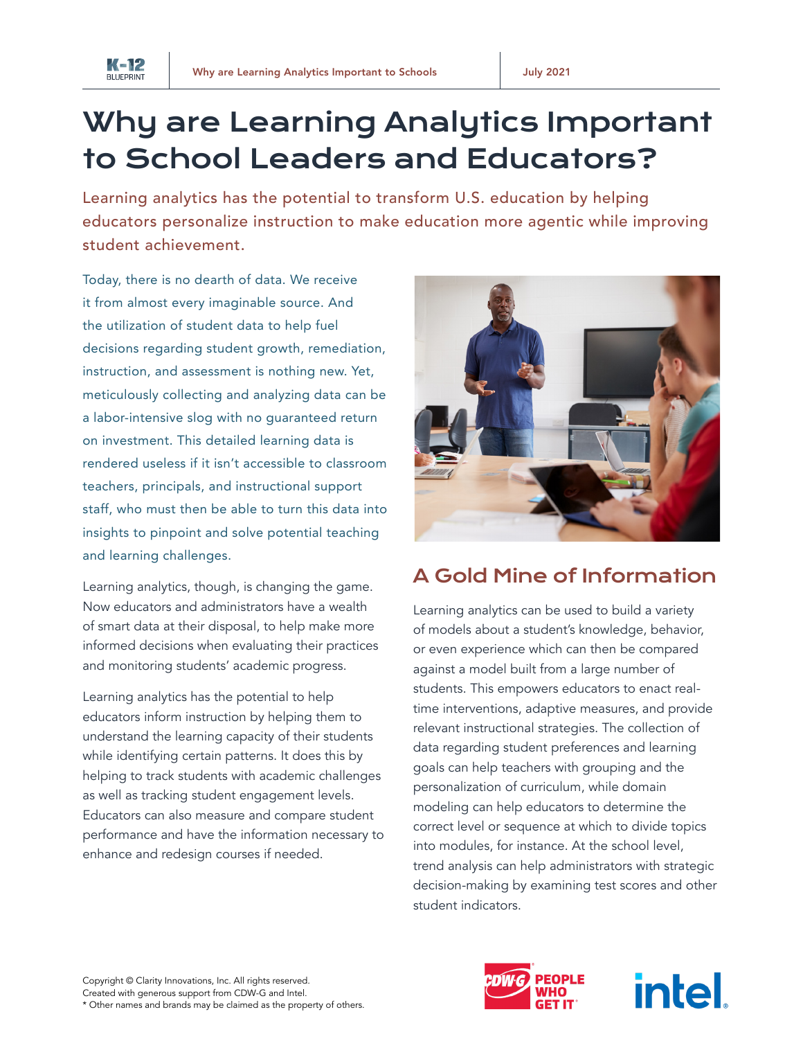# Why are Learning Analytics Important to School Leaders and Educators?

Learning analytics has the potential to transform U.S. education by helping educators personalize instruction to make education more agentic while improving student achievement.

Today, there is no dearth of data. We receive it from almost every imaginable source. And the utilization of student data to help fuel decisions regarding student growth, remediation, instruction, and assessment is nothing new. Yet, meticulously collecting and analyzing data can be a labor-intensive slog with no guaranteed return on investment. This detailed learning data is rendered useless if it isn't accessible to classroom teachers, principals, and instructional support staff, who must then be able to turn this data into insights to pinpoint and solve potential teaching and learning challenges.

Learning analytics, though, is changing the game. Now educators and administrators have a wealth of smart data at their disposal, to help make more informed decisions when evaluating their practices and monitoring students' academic progress.

Learning analytics has the potential to help educators inform instruction by helping them to understand the learning capacity of their students while identifying certain patterns. It does this by helping to track students with academic challenges as well as tracking student engagement levels. Educators can also measure and compare student performance and have the information necessary to enhance and redesign courses if needed.

## A Gold Mine of Information

Learning analytics can be used to build a variety of models about a student's knowledge, behavior, or even experience which can then be compared against a model built from a large number of students. This empowers educators to enact real-time interventions, adaptive measures, and provide relevant instructional strategies. The collection of data regarding student preferences and learning goals can help teachers with grouping and the personalization of curriculum, while domain modeling can help educators to determine the correct level or sequence at which to divide topics into modules, for instance. At the school level, trend analysis can help administrators with strategic decision-making by examining test scores and other student indicators.

Copyright © Clarity Innovations, Inc. All rights reserved.
Created with generous support from CDW-G and Intel.
* Other names and brands may be claimed as the property of others.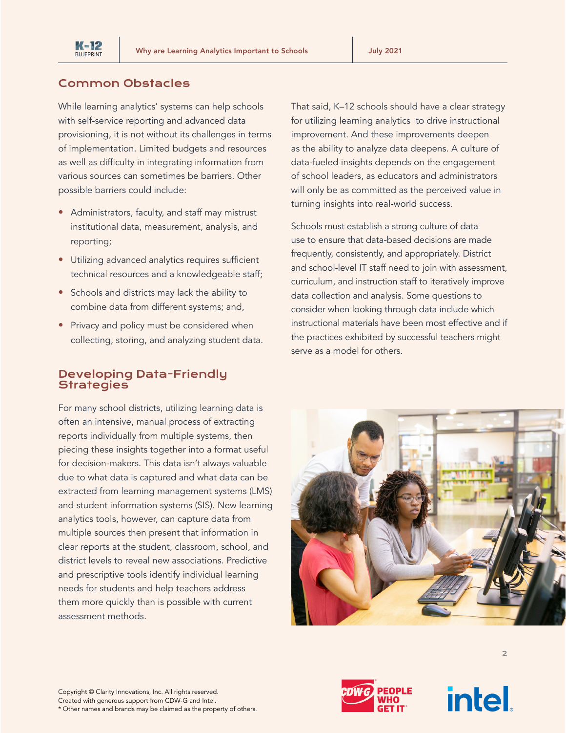## Common Obstacles

While learning analytics' systems can help schools with self-service reporting and advanced data provisioning, it is not without its challenges in terms of implementation. Limited budgets and resources as well as difficulty in integrating information from various sources can sometimes be barriers. Other possible barriers could include:

- Administrators, faculty, and staff may mistrust institutional data, measurement, analysis, and reporting;
- Utilizing advanced analytics requires sufficient technical resources and a knowledgeable staff;
- Schools and districts may lack the ability to combine data from different systems; and,
- Privacy and policy must be considered when collecting, storing, and analyzing student data.

## Developing Data-Friendly Strategies

For many school districts, utilizing learning data is often an intensive, manual process of extracting reports individually from multiple systems, then piecing these insights together into a format useful for decision-makers. This data isn't always valuable due to what data is captured and what data can be extracted from learning management systems (LMS) and student information systems (SIS). New learning analytics tools, however, can capture data from multiple sources then present that information in clear reports at the student, classroom, school, and district levels to reveal new associations. Predictive and prescriptive tools identify individual learning needs for students and help teachers address them more quickly than is possible with current assessment methods.

That said, K–12 schools should have a clear strategy for utilizing learning analytics to drive instructional improvement. And these improvements deepen as the ability to analyze data deepens. A culture of data-fueled insights depends on the engagement of school leaders, as educators and administrators will only be as committed as the perceived value in turning insights into real-world success.

Schools must establish a strong culture of data use to ensure that data-based decisions are made frequently, consistently, and appropriately. District and school-level IT staff need to join with assessment, curriculum, and instruction staff to iteratively improve data collection and analysis. Some questions to consider when looking through data include which instructional materials have been most effective and if the practices exhibited by successful teachers might serve as a model for others.

Copyright © Clarity Innovations, Inc. All rights reserved.
Created with generous support from CDW-G and Intel.
* Other names and brands may be claimed as the property of others.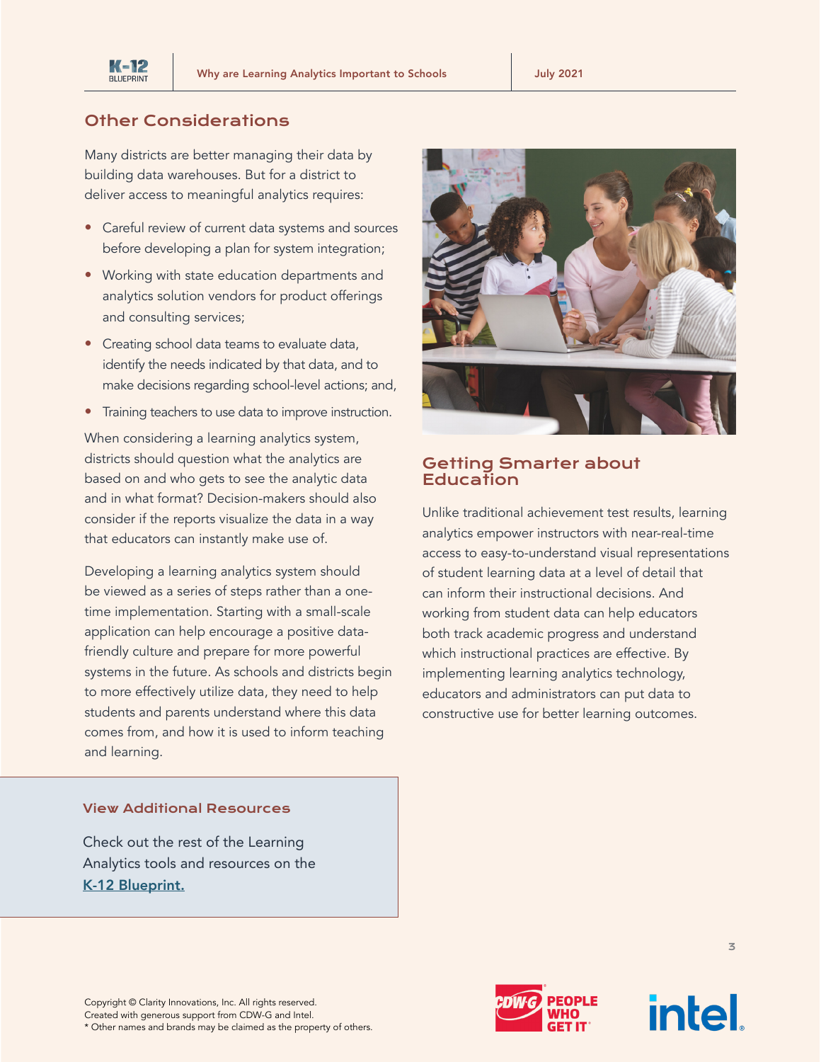## Other Considerations

Many districts are better managing their data by building data warehouses. But for a district to deliver access to meaningful analytics requires:

- Careful review of current data systems and sources before developing a plan for system integration;
- Working with state education departments and analytics solution vendors for product offerings and consulting services;
- Creating school data teams to evaluate data, identify the needs indicated by that data, and to make decisions regarding school-level actions; and,
- Training teachers to use data to improve instruction.

When considering a learning analytics system, districts should question what the analytics are based on and who gets to see the analytic data and in what format? Decision-makers should also consider if the reports visualize the data in a way that educators can instantly make use of.

Developing a learning analytics system should be viewed as a series of steps rather than a one-time implementation. Starting with a small-scale application can help encourage a positive data-friendly culture and prepare for more powerful systems in the future. As schools and districts begin to more effectively utilize data, they need to help students and parents understand where this data comes from, and how it is used to inform teaching and learning.

### View Additional Resources

Check out the rest of the Learning Analytics tools and resources on the [K-12 Blueprint.]

## Getting Smarter about Education

Unlike traditional achievement test results, learning analytics empower instructors with near-real-time access to easy-to-understand visual representations of student learning data at a level of detail that can inform their instructional decisions. And working from student data can help educators both track academic progress and understand which instructional practices are effective. By implementing learning analytics technology, educators and administrators can put data to constructive use for better learning outcomes.

Copyright © Clarity Innovations, Inc. All rights reserved.
Created with generous support from CDW-G and Intel.
* Other names and brands may be claimed as the property of others.